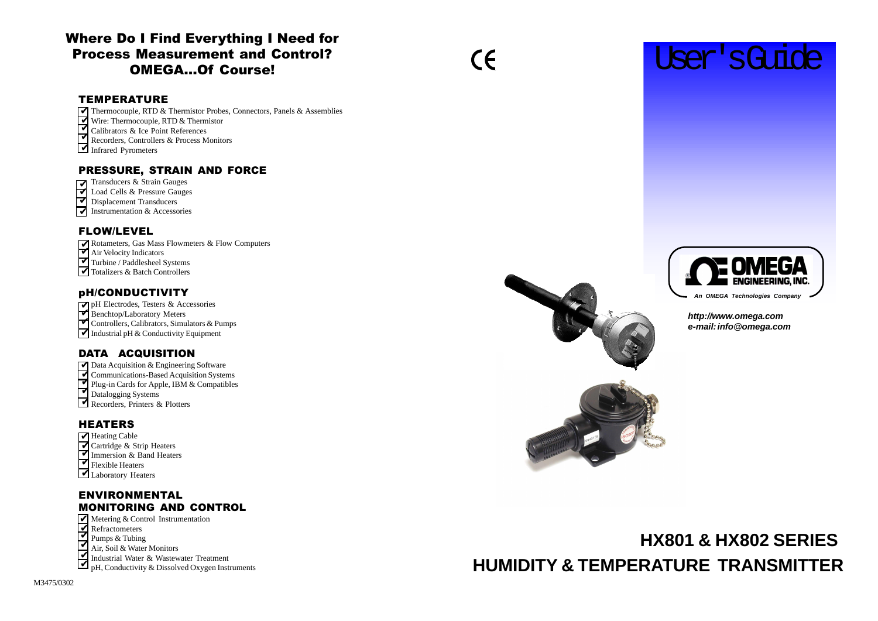# Where Do I Find Everything I Need for Process Measurement and Control? OMEGA...Of Course!

## TEMPERATURE

- ✔ Thermocouple, RTD & Thermistor Probes, Connectors, Panels & Assemblies
- ✔ Wire: Thermocouple, RTD & Thermistor
- ✔ Calibrators & Ice Point References
- ✔ Recorders, Controllers & Process Monitors
- ✔ Infrared Pyrometers

## PRESSURE, STRAIN AND FORCE

- ✔ Transducers & Strain Gauges
- ✔ Load Cells & Pressure Gauges
- ✔ Displacement Transducers
- ✔ Instrumentation & Accessories

## FLOW/LEVEL

- ✔ Rotameters, Gas Mass Flowmeters & Flow Computers
- ✔ Air Velocity Indicators
- ✔ Turbine / Paddlesheel Systems
- ✔ Totalizers & Batch Controllers

## pH/CONDUCTIVITY

- ✔ pH Electrodes, Testers & Accessories
- ✔ Benchtop/Laboratory Meters
- ✔ Controllers, Calibrators, Simulators & Pumps
- ✔ Industrial pH & Conductivity Equipment

## DATA ACQUISITION

- ✔ Data Acquisition & Engineering Software
- ✔ Communications-Based Acquisition Systems
- ✔ Plug-in Cards for Apple, IBM & Compatibles
- ✔ Datalogging Systems
- ✔ Recorders, Printers & Plotters

## HEATERS

- ✔ Heating Cable
- ✔ Cartridge & Strip Heaters
- ✔ Immersion & Band Heaters
- ✔ Flexible Heaters
- ✔ Laboratory Heaters

## ENVIRONMENTAL MONITORING AND CONTROL

- ✔ Metering & Control Instrumentation
- ✔ Refractometers
- ✔ Pumps & Tubing
- ✔ Air, Soil & Water Monitors
- ✔ Industrial Water & Wastewater Treatment
- ✔ pH, Conductivity & Dissolved Oxygen Instruments

M3475/0302

CE

# User's Guide

OMEGA ENGINEERING, INC.

*An OMEGA Technologies Company*

***http://www.omega.com***
***e-mail: info@omega.com***

# HX801 & HX802 SERIES
# HUMIDITY & TEMPERATURE TRANSMITTER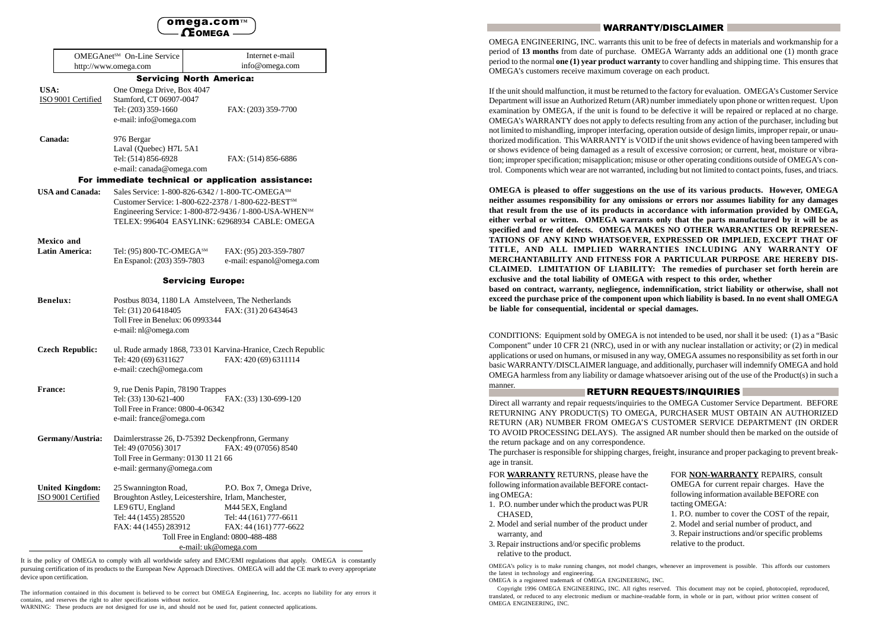omega.com™
OMEGA

| OMEGAnet℠ On-Line Service | Internet e-mail |
|---|---|
| http://www.omega.com | info@omega.com |

## Servicing North America:

**USA:**
ISO 9001 Certified
One Omega Drive, Box 4047
Stamford, CT 06907-0047
Tel: (203) 359-1660 FAX: (203) 359-7700
e-mail: info@omega.com

**Canada:**
976 Bergar
Laval (Quebec) H7L 5A1
Tel: (514) 856-6928 FAX: (514) 856-6886
e-mail: canada@omega.com

## For immediate technical or application assistance:

**USA and Canada:**
Sales Service: 1-800-826-6342 / 1-800-TC-OMEGA℠
Customer Service: 1-800-622-2378 / 1-800-622-BEST℠
Engineering Service: 1-800-872-9436 / 1-800-USA-WHEN℠
TELEX: 996404 EASYLINK: 62968934 CABLE: OMEGA

**Mexico and Latin America:**
Tel: (95) 800-TC-OMEGA℠ FAX: (95) 203-359-7807
En Espanol: (203) 359-7803 e-mail: espanol@omega.com

## Servicing Europe:

**Benelux:**
Postbus 8034, 1180 LA Amstelveen, The Netherlands
Tel: (31) 20 6418405 FAX: (31) 20 6434643
Toll Free in Benelux: 06 0993344
e-mail: nl@omega.com

**Czech Republic:**
ul. Rude armady 1868, 733 01 Karvina-Hranice, Czech Republic
Tel: 420 (69) 6311627 FAX: 420 (69) 6311114
e-mail: czech@omega.com

**France:**
9, rue Denis Papin, 78190 Trappes
Tel: (33) 130-621-400 FAX: (33) 130-699-120
Toll Free in France: 0800-4-06342
e-mail: france@omega.com

**Germany/Austria:**
Daimlerstrasse 26, D-75392 Deckenpfronn, Germany
Tel: 49 (07056) 3017 FAX: 49 (07056) 8540
Toll Free in Germany: 0130 11 21 66
e-mail: germany@omega.com

**United Kingdom:**
ISO 9001 Certified
25 Swannington Road, Broughton Astley, Leicestershire, LE9 6TU, England
Tel: 44 (1455) 285520
FAX: 44 (1455) 283912

P.O. Box 7, Omega Drive, Irlam, Manchester, M44 5EX, England
Tel: 44 (161) 777-6611
FAX: 44 (161) 777-6622

Toll Free in England: 0800-488-488
e-mail: uk@omega.com

It is the policy of OMEGA to comply with all worldwide safety and EMC/EMI regulations that apply. OMEGA is constantly pursuing certification of its products to the European New Approach Directives. OMEGA will add the CE mark to every appropriate device upon certification.

The information contained in this document is believed to be correct but OMEGA Engineering, Inc. accepts no liability for any errors it contains, and reserves the right to alter specifications without notice.
WARNING: These products are not designed for use in, and should not be used for, patient connected applications.

## WARRANTY/DISCLAIMER

OMEGA ENGINEERING, INC. warrants this unit to be free of defects in materials and workmanship for a period of **13 months** from date of purchase. OMEGA Warranty adds an additional one (1) month grace period to the normal **one (1) year product warranty** to cover handling and shipping time. This ensures that OMEGA's customers receive maximum coverage on each product.

If the unit should malfunction, it must be returned to the factory for evaluation. OMEGA's Customer Service Department will issue an Authorized Return (AR) number immediately upon phone or written request. Upon examination by OMEGA, if the unit is found to be defective it will be repaired or replaced at no charge. OMEGA's WARRANTY does not apply to defects resulting from any action of the purchaser, including but not limited to mishandling, improper interfacing, operation outside of design limits, improper repair, or unauthorized modification. This WARRANTY is VOID if the unit shows evidence of having been tampered with or shows evidence of being damaged as a result of excessive corrosion; or current, heat, moisture or vibration; improper specification; misapplication; misuse or other operating conditions outside of OMEGA's control. Components which wear are not warranted, including but not limited to contact points, fuses, and triacs.

**OMEGA is pleased to offer suggestions on the use of its various products. However, OMEGA neither assumes responsibility for any omissions or errors nor assumes liability for any damages that result from the use of its products in accordance with information provided by OMEGA, either verbal or written. OMEGA warrants only that the parts manufactured by it will be as specified and free of defects. OMEGA MAKES NO OTHER WARRANTIES OR REPRESENTATIONS OF ANY KIND WHATSOEVER, EXPRESSED OR IMPLIED, EXCEPT THAT OF TITLE, AND ALL IMPLIED WARRANTIES INCLUDING ANY WARRANTY OF MERCHANTABILITY AND FITNESS FOR A PARTICULAR PURPOSE ARE HEREBY DISCLAIMED. LIMITATION OF LIABILITY: The remedies of purchaser set forth herein are exclusive and the total liability of OMEGA with respect to this order, whether based on contract, warranty, negligence, indemnification, strict liability or otherwise, shall not exceed the purchase price of the component upon which liability is based. In no event shall OMEGA be liable for consequential, incidental or special damages.**

CONDITIONS: Equipment sold by OMEGA is not intended to be used, nor shall it be used: (1) as a "Basic Component" under 10 CFR 21 (NRC), used in or with any nuclear installation or activity; or (2) in medical applications or used on humans, or misused in any way, OMEGA assumes no responsibility as set forth in our basic WARRANTY/DISCLAIMER language, and additionally, purchaser will indemnify OMEGA and hold OMEGA harmless from any liability or damage whatsoever arising out of the use of the Product(s) in such a manner.

## RETURN REQUESTS/INQUIRIES

Direct all warranty and repair requests/inquiries to the OMEGA Customer Service Department. BEFORE RETURNING ANY PRODUCT(S) TO OMEGA, PURCHASER MUST OBTAIN AN AUTHORIZED RETURN (AR) NUMBER FROM OMEGA'S CUSTOMER SERVICE DEPARTMENT (IN ORDER TO AVOID PROCESSING DELAYS). The assigned AR number should then be marked on the outside of the return package and on any correspondence.

The purchaser is responsible for shipping charges, freight, insurance and proper packaging to prevent breakage in transit.

FOR **WARRANTY** RETURNS, please have the following information available BEFORE contacting OMEGA:

1. P.O. number under which the product was PURCHASED,
2. Model and serial number of the product under warranty, and
3. Repair instructions and/or specific problems relative to the product.

FOR **NON-WARRANTY** REPAIRS, consult OMEGA for current repair charges. Have the following information available BEFORE contacting OMEGA:

1. P.O. number to cover the COST of the repair,
2. Model and serial number of product, and
3. Repair instructions and/or specific problems relative to the product.

OMEGA's policy is to make running changes, not model changes, whenever an improvement is possible. This affords our customers the latest in technology and engineering.

OMEGA is a registered trademark of OMEGA ENGINEERING, INC.

Copyright 1996 OMEGA ENGINEERING, INC. All rights reserved. This document may not be copied, photocopied, reproduced, translated, or reduced to any electronic medium or machine-readable form, in whole or in part, without prior written consent of OMEGA ENGINEERING, INC.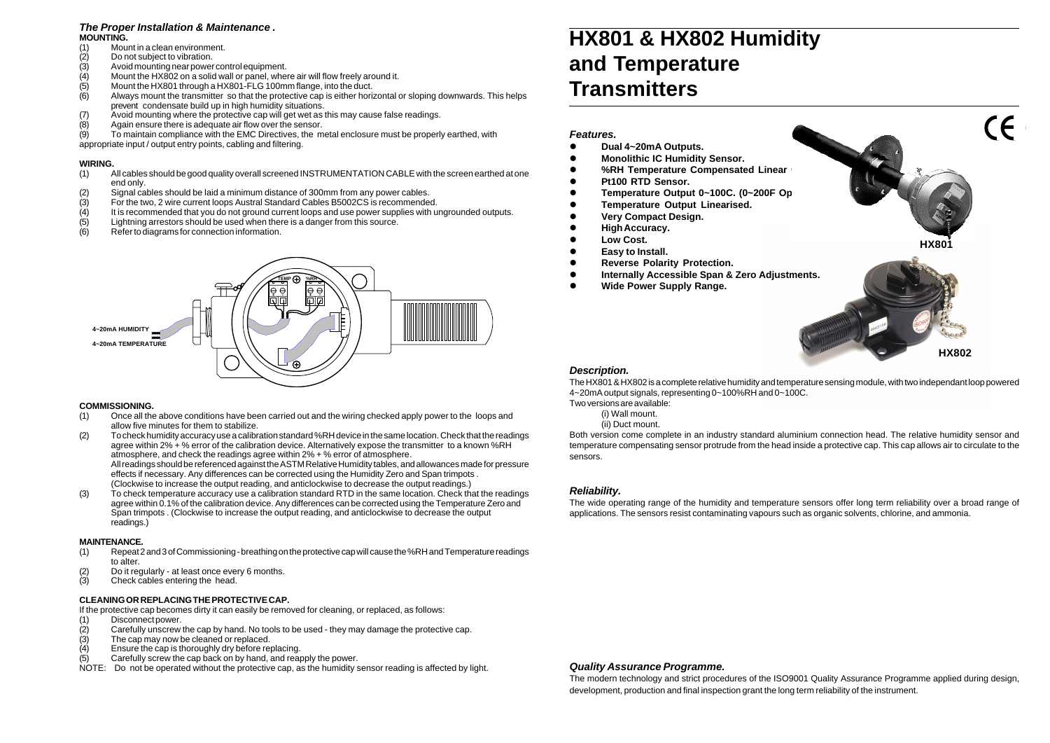# HX801 & HX802 Humidity and Temperature Transmitters

### *Features.*

- **Dual 4~20mA Outputs.**
- **Monolithic IC Humidity Sensor.**
- **%RH Temperature Compensated Linear**
- **Pt100 RTD Sensor.**
- **Temperature Output 0~100C. (0~200F Op**
- **Temperature Output Linearised.**
- **Very Compact Design.**
- **High Accuracy.**
- **Low Cost.**
- **Easy to Install.**
- **Reverse Polarity Protection.**
- **Internally Accessible Span & Zero Adjustments.**
- **Wide Power Supply Range.**

HX801

HX802

### *Description.*

The HX801 & HX802 is a complete relative humidity and temperature sensing module, with two independant loop powered 4~20mA output signals, representing 0~100%RH and 0~100C.

Two versions are available:

(i) Wall mount.

(ii) Duct mount.

Both version come complete in an industry standard aluminium connection head. The relative humidity sensor and temperature compensating sensor protrude from the head inside a protective cap. This cap allows air to circulate to the sensors.

### *Reliability.*

The wide operating range of the humidity and temperature sensors offer long term reliability over a broad range of applications. The sensors resist contaminating vapours such as organic solvents, chlorine, and ammonia.

### *Quality Assurance Programme.*

The modern technology and strict procedures of the ISO9001 Quality Assurance Programme applied during design, development, production and final inspection grant the long term reliability of the instrument.

## *The Proper Installation & Maintenance .*

**MOUNTING.**

(1) Mount in a clean environment.
(2) Do not subject to vibration.
(3) Avoid mounting near power control equipment.
(4) Mount the HX802 on a solid wall or panel, where air will flow freely around it.
(5) Mount the HX801 through a HX801-FLG 100mm flange, into the duct.
(6) Always mount the transmitter so that the protective cap is either horizontal or sloping downwards. This helps prevent condensate build up in high humidity situations.
(7) Avoid mounting where the protective cap will get wet as this may cause false readings.
(8) Again ensure there is adequate air flow over the sensor.
(9) To maintain compliance with the EMC Directives, the metal enclosure must be properly earthed, with appropriate input / output entry points, cabling and filtering.

**WIRING.**

(1) All cables should be good quality overall screened INSTRUMENTATION CABLE with the screen earthed at one end only.
(2) Signal cables should be laid a minimum distance of 300mm from any power cables.
(3) For the two, 2 wire current loops Austral Standard Cables B5002CS is recommended.
(4) It is recommended that you do not ground current loops and use power supplies with ungrounded outputs.
(5) Lightning arrestors should be used when there is a danger from this source.
(6) Refer to diagrams for connection information.

TEMP %RH

4~20mA HUMIDITY

4~20mA TEMPERATURE

**COMMISSIONING.**

(1) Once all the above conditions have been carried out and the wiring checked apply power to the loops and allow five minutes for them to stabilize.
(2) To check humidity accuracy use a calibration standard %RH device in the same location. Check that the readings agree within 2% + % error of the calibration device. Alternatively expose the transmitter to a known %RH atmosphere, and check the readings agree within 2% + % error of atmosphere.
All readings should be referenced against the ASTM Relative Humidity tables, and allowances made for pressure effects if necessary. Any differences can be corrected using the Humidity Zero and Span trimpots .
(Clockwise to increase the output reading, and anticlockwise to decrease the output readings.)
(3) To check temperature accuracy use a calibration standard RTD in the same location. Check that the readings agree within 0.1% of the calibration device. Any differences can be corrected using the Temperature Zero and Span trimpots . (Clockwise to increase the output reading, and anticlockwise to decrease the output readings.)

**MAINTENANCE.**

(1) Repeat 2 and 3 of Commissioning - breathing on the protective cap will cause the %RH and Temperature readings to alter.
(2) Do it regularly - at least once every 6 months.
(3) Check cables entering the head.

**CLEANING OR REPLACING THE PROTECTIVE CAP.**

If the protective cap becomes dirty it can easily be removed for cleaning, or replaced, as follows:

(1) Disconnect power.
(2) Carefully unscrew the cap by hand. No tools to be used - they may damage the protective cap.
(3) The cap may now be cleaned or replaced.
(4) Ensure the cap is thoroughly dry before replacing.
(5) Carefully screw the cap back on by hand, and reapply the power.

NOTE: Do not be operated without the protective cap, as the humidity sensor reading is affected by light.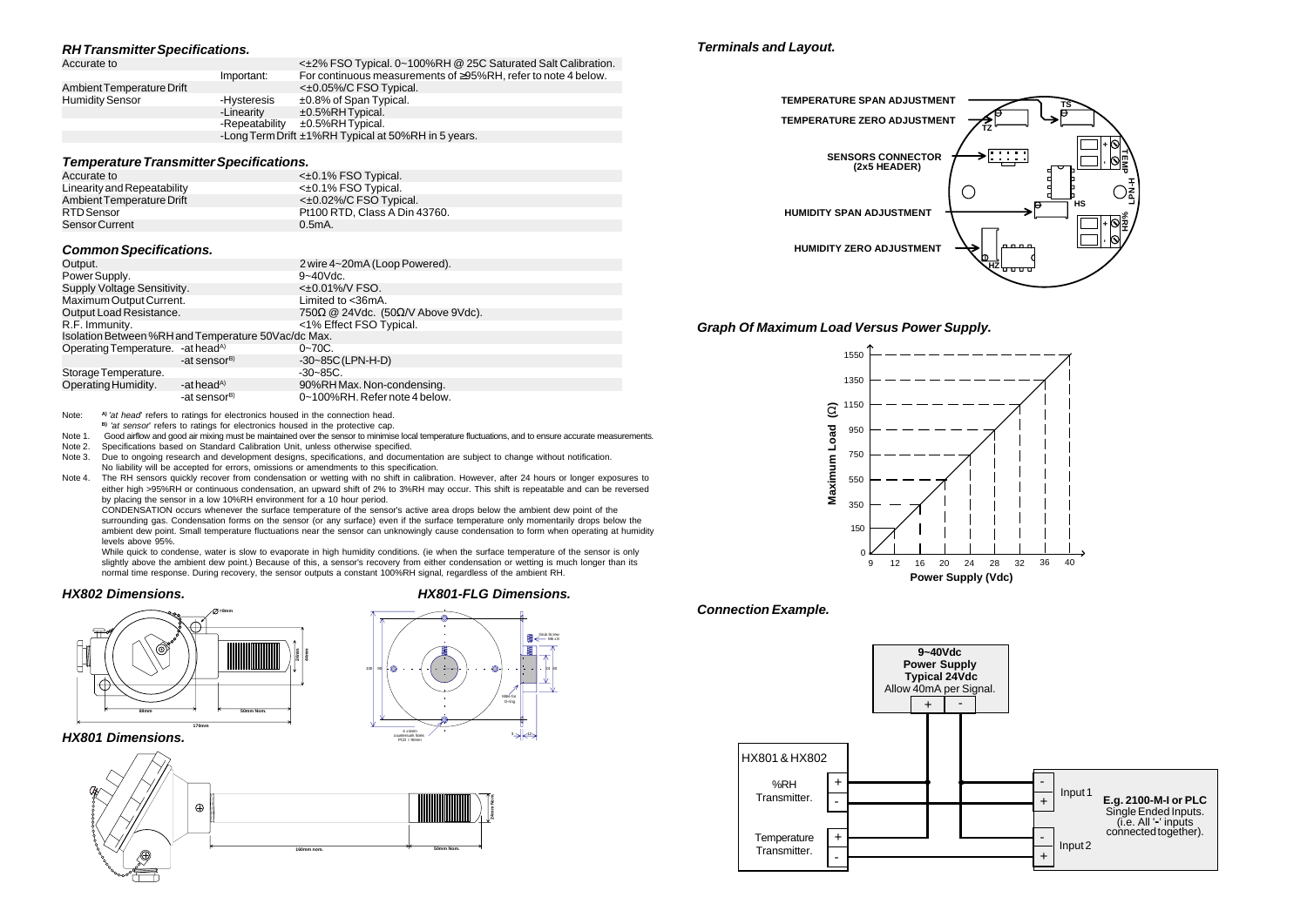### *RH Transmitter Specifications.*

| | | |
|---|---|---|
| Accurate to | | <±2% FSO Typical. 0~100%RH @ 25C Saturated Salt Calibration. |
| | Important: | For continuous measurements of ≥95%RH, refer to note 4 below. |
| Ambient Temperature Drift | | <±0.05%/C FSO Typical. |
| Humidity Sensor | -Hysteresis | ±0.8% of Span Typical. |
| | -Linearity | ±0.5%RH Typical. |
| | -Repeatability | ±0.5%RH Typical. |
| | | -Long Term Drift ±1%RH Typical at 50%RH in 5 years. |

### *Temperature Transmitter Specifications.*

| | |
|---|---|
| Accurate to | <±0.1% FSO Typical. |
| Linearity and Repeatability | <±0.1% FSO Typical. |
| Ambient Temperature Drift | <±0.02%/C FSO Typical. |
| RTD Sensor | Pt100 RTD, Class A Din 43760. |
| Sensor Current | 0.5mA. |

### *Common Specifications.*

| | | |
|---|---|---|
| Output. | | 2 wire 4~20mA (Loop Powered). |
| Power Supply. | | 9~40Vdc. |
| Supply Voltage Sensitivity. | | <±0.01%/V FSO. |
| Maximum Output Current. | | Limited to <36mA. |
| Output Load Resistance. | | 750Ω @ 24Vdc. (50Ω/V Above 9Vdc). |
| R.F. Immunity. | | <1% Effect FSO Typical. |
| Isolation Between %RH and Temperature 50Vac/dc Max. | | |
| Operating Temperature. | -at head[A] | 0~70C. |
| | -at sensor[B] | -30~85C (LPN-H-D) |
| Storage Temperature. | | -30~85C. |
| Operating Humidity. | -at head[A] | 90%RH Max. Non-condensing. |
| | -at sensor[B] | 0~100%RH. Refer note 4 below. |

Note: [A] *'at head'* refers to ratings for electronics housed in the connection head.
[B] *'at sensor'* refers to ratings for electronics housed in the protective cap.

Note 1. Good airflow and good air mixing must be maintained over the sensor to minimise local temperature fluctuations, and to ensure accurate measurements.

Note 2. Specifications based on Standard Calibration Unit, unless otherwise specified.

Note 3. Due to ongoing research and development designs, specifications, and documentation are subject to change without notification. No liability will be accepted for errors, omissions or amendments to this specification.

Note 4. The RH sensors quickly recover from condensation or wetting with no shift in calibration. However, after 24 hours or longer exposures to either high >95%RH or continuous condensation, an upward shift of 2% to 3%RH may occur. This shift is repeatable and can be reversed by placing the sensor in a low 10%RH environment for a 10 hour period.
CONDENSATION occurs whenever the surface temperature of the sensor's active area drops below the ambient dew point of the surrounding gas. Condensation forms on the sensor (or any surface) even if the surface temperature only momentarily drops below the ambient dew point. Small temperature fluctuations near the sensor can unknowingly cause condensation to form when operating at humidity levels above 95%.
While quick to condense, water is slow to evaporate in high humidity conditions. (ie when the surface temperature of the sensor is only slightly above the ambient dew point.) Because of this, a sensor's recovery from either condensation or wetting is much longer than its normal time response. During recovery, the sensor outputs a constant 100%RH signal, regardless of the ambient RH.

### *HX802 Dimensions.*

Ø 18mm
24mm
44mm
60mm
50mm Nom.
170mm

### *HX801-FLG Dimensions.*

Stub Screw M8 x 8
100
50
50
90mm for O-ring
3 x 6mm countersunk holes PCD = 80mm

### *HX801 Dimensions.*

160mm nom.
50mm Nom.
24mm Nom.

### *Terminals and Layout.*

TEMPERATURE SPAN ADJUSTMENT
TEMPERATURE ZERO ADJUSTMENT
SENSORS CONNECTOR (2x5 HEADER)
HUMIDITY SPAN ADJUSTMENT
HUMIDITY ZERO ADJUSTMENT
TS
TZ
HS
HZ
TEMP
LPN-H
%RH

### *Graph Of Maximum Load Versus Power Supply.*

Maximum Load (Ω)
1550
1350
1150
950
750
550
350
150
0
9 12 16 20 24 28 32 36 40
Power Supply (Vdc)

### *Connection Example.*

9~40Vdc
Power Supply
Typical 24Vdc
Allow 40mA per Signal.

HX801 & HX802
%RH Transmitter.
Temperature Transmitter.

Input 1
Input 2

**E.g. 2100-M-I or PLC**
Single Ended Inputs.
(i.e. All '-' inputs connected together).